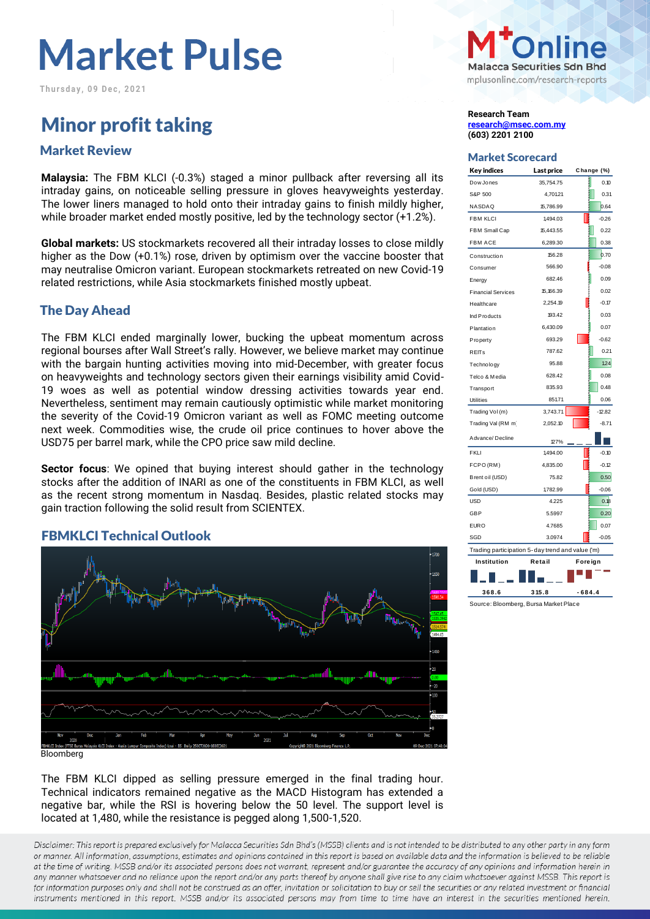# Market Pulse

Thursday, 09 Dec, 2021

## Minor profit taking

### Market Review

**Malaysia:** The FBM KLCI (-0.3%) staged a minor pullback after reversing all its intraday gains, on noticeable selling pressure in gloves heavyweights yesterday. The lower liners managed to hold onto their intraday gains to finish mildly higher, while broader market ended mostly positive, led by the technology sector (+1.2%).

**Global markets:** US stockmarkets recovered all their intraday losses to close mildly higher as the Dow (+0.1%) rose, driven by optimism over the vaccine booster that may neutralise Omicron variant. European stockmarkets retreated on new Covid-19 related restrictions, while Asia stockmarkets finished mostly upbeat.

### The Day Ahead

The FBM KLCI ended marginally lower, bucking the upbeat momentum across regional bourses after Wall Street's rally. However, we believe market may continue with the bargain hunting activities moving into mid-December, with greater focus on heavyweights and technology sectors given their earnings visibility amid Covid-19 woes as well as potential window dressing activities towards year end. Nevertheless, sentiment may remain cautiously optimistic while market monitoring the severity of the Covid-19 Omicron variant as well as FOMC meeting outcome next week. Commodities wise, the crude oil price continues to hover above the USD75 per barrel mark, while the CPO price saw mild decline.

**Sector focus**: We opined that buying interest should gather in the technology stocks after the addition of INARI as one of the constituents in FBM KLCI, as well as the recent strong momentum in Nasdaq. Besides, plastic related stocks may gain traction following the solid result from SCIENTEX.

### FBMKLCI Technical Outlook

Bloomberg

The FBM KLCI dipped as selling pressure emerged in the final trading hour. Technical indicators remained negative as the MACD Histogram has extended a negative bar, while the RSI is hovering below the 50 level. The support level is located at 1,480, while the resistance is pegged along 1,500-1,520.

**Research Team**
research@msec.com.my
(603) 2201 2100

### Market Scorecard

| Key indices | Last price | Change (%) |
|---|---|---|
| Dow Jones | 35,754.75 | 0.10 |
| S&P 500 | 4,701.21 | 0.31 |
| NASDAQ | 15,786.99 | 0.64 |
| FBM KLCI | 1494.03 | -0.26 |
| FBM Small Cap | 15,443.55 | 0.22 |
| FBM ACE | 6,289.30 | 0.38 |
| Construction | 156.28 | 0.70 |
| Consumer | 566.90 | -0.08 |
| Energy | 682.46 | 0.09 |
| Financial Services | 15,166.39 | 0.02 |
| Healthcare | 2,254.19 | -0.17 |
| Ind Products | 193.42 | 0.03 |
| Plantation | 6,430.09 | 0.07 |
| Property | 693.29 | -0.62 |
| REITs | 787.62 | 0.21 |
| Technology | 95.88 | 1.24 |
| Telco & Media | 628.42 | 0.08 |
| Transport | 835.93 | 0.48 |
| Utilities | 851.71 | 0.06 |
| Trading Vol (m) | 3,743.71 | -12.82 |
| Trading Val (RM m) | 2,052.10 | -8.71 |
| Advance/ Decline | 127% | |
| FKLI | 1494.00 | -0.10 |
| FCPO (RM) | 4,835.00 | -0.12 |
| Brent oil (USD) | 75.82 | 0.50 |
| Gold (USD) | 1782.99 | -0.06 |
| USD | 4.225 | 0.18 |
| GBP | 5.5997 | 0.20 |
| EURO | 4.7685 | 0.07 |
| SGD | 3.0974 | -0.05 |

Trading participation 5-day trend and value ('m)

| Institution | Retail | Foreign |
|---|---|---|
| 368.6 | 315.8 | -684.4 |

Source: Bloomberg, Bursa Market Place

*Disclaimer: This report is prepared exclusively for Malacca Securities Sdn Bhd's (MSSB) clients and is not intended to be distributed to any other party in any form or manner. All information, assumptions, estimates and opinions contained in this report is based on available data and the information is believed to be reliable at the time of writing. MSSB and/or its associated persons does not warrant, represent and/or guarantee the accuracy of any opinions and information herein in any manner whatsoever and no reliance upon the report and/or any parts thereof by anyone shall give rise to any claim whatsoever against MSSB. This report is for information purposes only and shall not be construed as an offer, invitation or solicitation to buy or sell the securities or any related investment or financial instruments mentioned in this report. MSSB and/or its associated persons may from time to time have an interest in the securities mentioned herein.*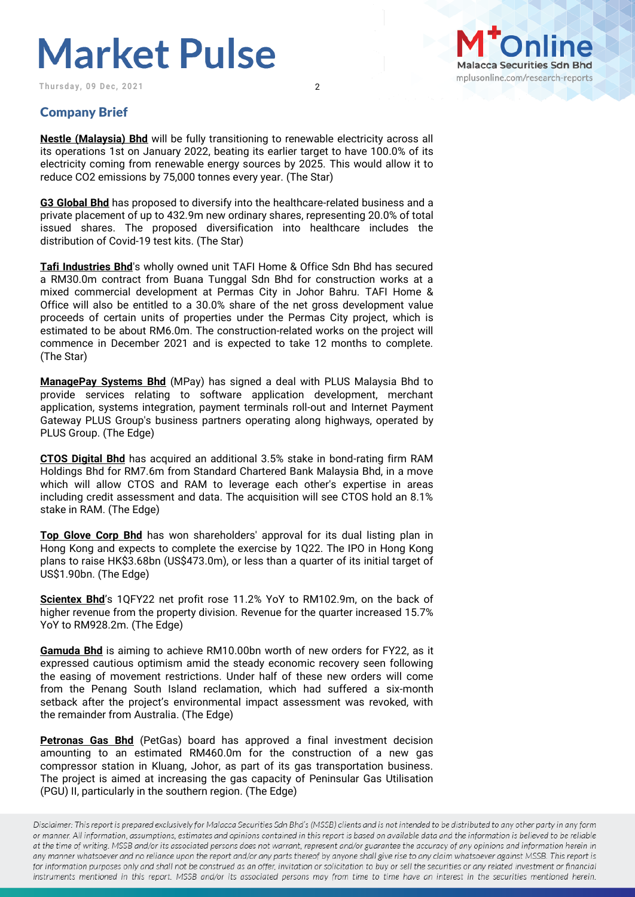## Company Brief

**Nestle (Malaysia) Bhd** will be fully transitioning to renewable electricity across all its operations 1st on January 2022, beating its earlier target to have 100.0% of its electricity coming from renewable energy sources by 2025. This would allow it to reduce CO2 emissions by 75,000 tonnes every year. (The Star)

**G3 Global Bhd** has proposed to diversify into the healthcare-related business and a private placement of up to 432.9m new ordinary shares, representing 20.0% of total issued shares. The proposed diversification into healthcare includes the distribution of Covid-19 test kits. (The Star)

**Tafi Industries Bhd**'s wholly owned unit TAFI Home & Office Sdn Bhd has secured a RM30.0m contract from Buana Tunggal Sdn Bhd for construction works at a mixed commercial development at Permas City in Johor Bahru. TAFI Home & Office will also be entitled to a 30.0% share of the net gross development value proceeds of certain units of properties under the Permas City project, which is estimated to be about RM6.0m. The construction-related works on the project will commence in December 2021 and is expected to take 12 months to complete. (The Star)

**ManagePay Systems Bhd** (MPay) has signed a deal with PLUS Malaysia Bhd to provide services relating to software application development, merchant application, systems integration, payment terminals roll-out and Internet Payment Gateway PLUS Group's business partners operating along highways, operated by PLUS Group. (The Edge)

**CTOS Digital Bhd** has acquired an additional 3.5% stake in bond-rating firm RAM Holdings Bhd for RM7.6m from Standard Chartered Bank Malaysia Bhd, in a move which will allow CTOS and RAM to leverage each other's expertise in areas including credit assessment and data. The acquisition will see CTOS hold an 8.1% stake in RAM. (The Edge)

**Top Glove Corp Bhd** has won shareholders' approval for its dual listing plan in Hong Kong and expects to complete the exercise by 1Q22. The IPO in Hong Kong plans to raise HK$3.68bn (US$473.0m), or less than a quarter of its initial target of US$1.90bn. (The Edge)

**Scientex Bhd**'s 1QFY22 net profit rose 11.2% YoY to RM102.9m, on the back of higher revenue from the property division. Revenue for the quarter increased 15.7% YoY to RM928.2m. (The Edge)

**Gamuda Bhd** is aiming to achieve RM10.00bn worth of new orders for FY22, as it expressed cautious optimism amid the steady economic recovery seen following the easing of movement restrictions. Under half of these new orders will come from the Penang South Island reclamation, which had suffered a six-month setback after the project's environmental impact assessment was revoked, with the remainder from Australia. (The Edge)

**Petronas Gas Bhd** (PetGas) board has approved a final investment decision amounting to an estimated RM460.0m for the construction of a new gas compressor station in Kluang, Johor, as part of its gas transportation business. The project is aimed at increasing the gas capacity of Peninsular Gas Utilisation (PGU) II, particularly in the southern region. (The Edge)

*Disclaimer: This report is prepared exclusively for Malacca Securities Sdn Bhd's (MSSB) clients and is not intended to be distributed to any other party in any form or manner. All information, assumptions, estimates and opinions contained in this report is based on available data and the information is believed to be reliable at the time of writing. MSSB and/or its associated persons does not warrant, represent and/or guarantee the accuracy of any opinions and information herein in any manner whatsoever and no reliance upon the report and/or any parts thereof by anyone shall give rise to any claim whatsoever against MSSB. This report is for information purposes only and shall not be construed as an offer, invitation or solicitation to buy or sell the securities or any related investment or financial instruments mentioned in this report. MSSB and/or its associated persons may from time to time have an interest in the securities mentioned herein.*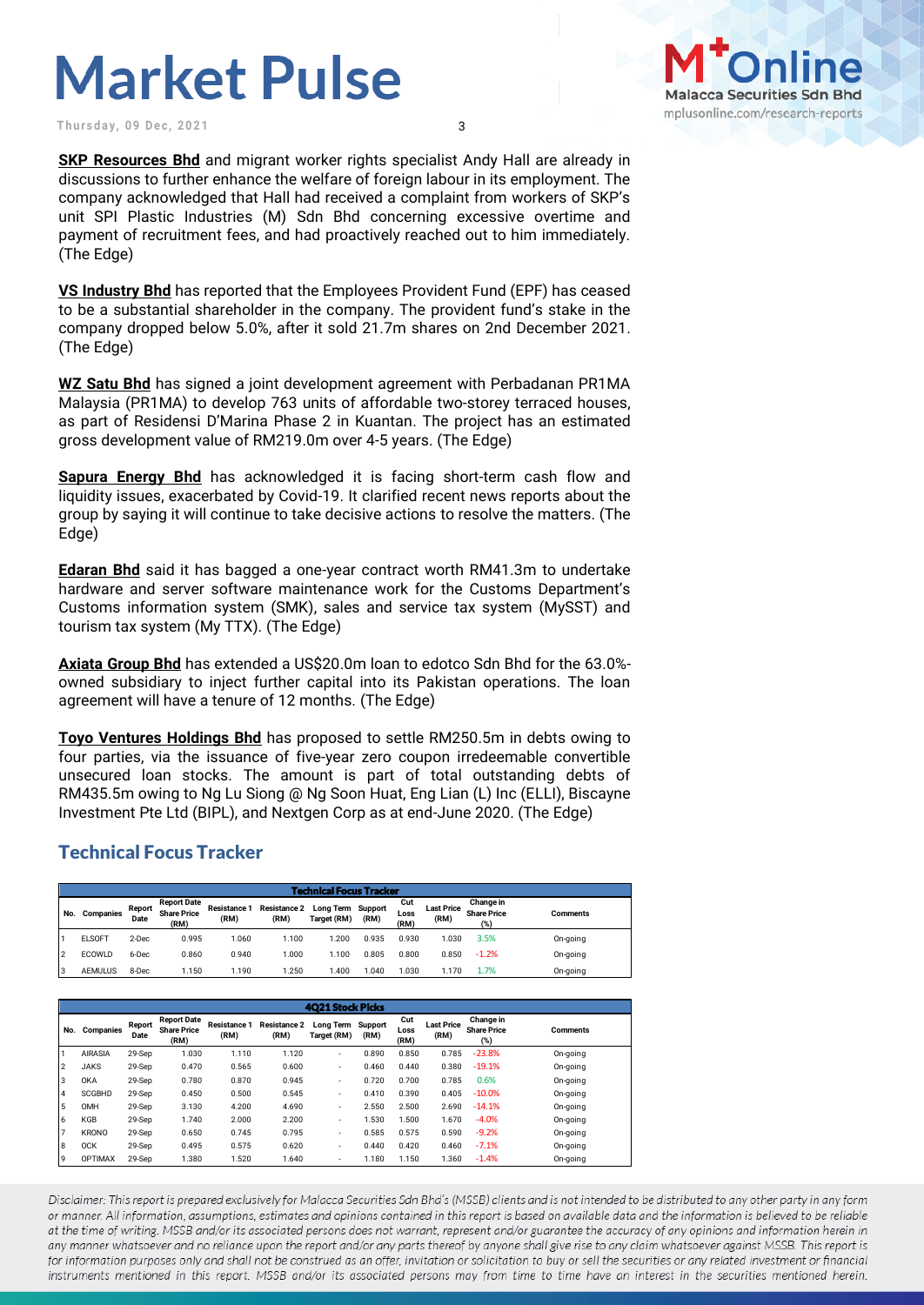**SKP Resources Bhd** and migrant worker rights specialist Andy Hall are already in discussions to further enhance the welfare of foreign labour in its employment. The company acknowledged that Hall had received a complaint from workers of SKP's unit SPI Plastic Industries (M) Sdn Bhd concerning excessive overtime and payment of recruitment fees, and had proactively reached out to him immediately. (The Edge)

**VS Industry Bhd** has reported that the Employees Provident Fund (EPF) has ceased to be a substantial shareholder in the company. The provident fund's stake in the company dropped below 5.0%, after it sold 21.7m shares on 2nd December 2021. (The Edge)

**WZ Satu Bhd** has signed a joint development agreement with Perbadanan PR1MA Malaysia (PR1MA) to develop 763 units of affordable two-storey terraced houses, as part of Residensi D'Marina Phase 2 in Kuantan. The project has an estimated gross development value of RM219.0m over 4-5 years. (The Edge)

**Sapura Energy Bhd** has acknowledged it is facing short-term cash flow and liquidity issues, exacerbated by Covid-19. It clarified recent news reports about the group by saying it will continue to take decisive actions to resolve the matters. (The Edge)

**Edaran Bhd** said it has bagged a one-year contract worth RM41.3m to undertake hardware and server software maintenance work for the Customs Department's Customs information system (SMK), sales and service tax system (MySST) and tourism tax system (My TTX). (The Edge)

**Axiata Group Bhd** has extended a US$20.0m loan to edotco Sdn Bhd for the 63.0%-owned subsidiary to inject further capital into its Pakistan operations. The loan agreement will have a tenure of 12 months. (The Edge)

**Toyo Ventures Holdings Bhd** has proposed to settle RM250.5m in debts owing to four parties, via the issuance of five-year zero coupon irredeemable convertible unsecured loan stocks. The amount is part of total outstanding debts of RM435.5m owing to Ng Lu Siong @ Ng Soon Huat, Eng Lian (L) Inc (ELLI), Biscayne Investment Pte Ltd (BIPL), and Nextgen Corp as at end-June 2020. (The Edge)

## Technical Focus Tracker

**Technical Focus Tracker**

| No. | Companies | Report Date | Report Date Share Price (RM) | Resistance 1 (RM) | Resistance 2 (RM) | Long Term Target (RM) | Support (RM) | Cut Loss (RM) | Last Price (RM) | Change in Share Price (%) | Comments |
|---|---|---|---|---|---|---|---|---|---|---|---|
| 1 | ELSOFT | 2-Dec | 0.995 | 1.060 | 1.100 | 1.200 | 0.935 | 0.930 | 1.030 | 3.5% | On-going |
| 2 | ECOWLD | 6-Dec | 0.860 | 0.940 | 1.000 | 1.100 | 0.805 | 0.800 | 0.850 | -1.2% | On-going |
| 3 | AEMULUS | 8-Dec | 1.150 | 1.190 | 1.250 | 1.400 | 1.040 | 1.030 | 1.170 | 1.7% | On-going |

**4Q21 Stock Picks**

| No. | Companies | Report Date | Report Date Share Price (RM) | Resistance 1 (RM) | Resistance 2 (RM) | Long Term Target (RM) | Support (RM) | Cut Loss (RM) | Last Price (RM) | Change in Share Price (%) | Comments |
|---|---|---|---|---|---|---|---|---|---|---|---|
| 1 | AIRASIA | 29-Sep | 1.030 | 1.110 | 1.120 | - | 0.890 | 0.850 | 0.785 | -23.8% | On-going |
| 2 | JAKS | 29-Sep | 0.470 | 0.565 | 0.600 | - | 0.460 | 0.440 | 0.380 | -19.1% | On-going |
| 3 | OKA | 29-Sep | 0.780 | 0.870 | 0.945 | - | 0.720 | 0.700 | 0.785 | 0.6% | On-going |
| 4 | SCGBHD | 29-Sep | 0.450 | 0.500 | 0.545 | - | 0.410 | 0.390 | 0.405 | -10.0% | On-going |
| 5 | OMH | 29-Sep | 3.130 | 4.200 | 4.690 | - | 2.550 | 2.500 | 2.690 | -14.1% | On-going |
| 6 | KGB | 29-Sep | 1.740 | 2.000 | 2.200 | - | 1.530 | 1.500 | 1.670 | -4.0% | On-going |
| 7 | KRONO | 29-Sep | 0.650 | 0.745 | 0.795 | - | 0.585 | 0.575 | 0.590 | -9.2% | On-going |
| 8 | OCK | 29-Sep | 0.495 | 0.575 | 0.620 | - | 0.440 | 0.420 | 0.460 | -7.1% | On-going |
| 9 | OPTIMAX | 29-Sep | 1.380 | 1.520 | 1.640 | - | 1.180 | 1.150 | 1.360 | -1.4% | On-going |

*Disclaimer: This report is prepared exclusively for Malacca Securities Sdn Bhd's (MSSB) clients and is not intended to be distributed to any other party in any form or manner. All information, assumptions, estimates and opinions contained in this report is based on available data and the information is believed to be reliable at the time of writing. MSSB and/or its associated persons does not warrant, represent and/or guarantee the accuracy of any opinions and information herein in any manner whatsoever and no reliance upon the report and/or any parts thereof by anyone shall give rise to any claim whatsoever against MSSB. This report is for information purposes only and shall not be construed as an offer, invitation or solicitation to buy or sell the securities or any related investment or financial instruments mentioned in this report. MSSB and/or its associated persons may from time to time have an interest in the securities mentioned herein.*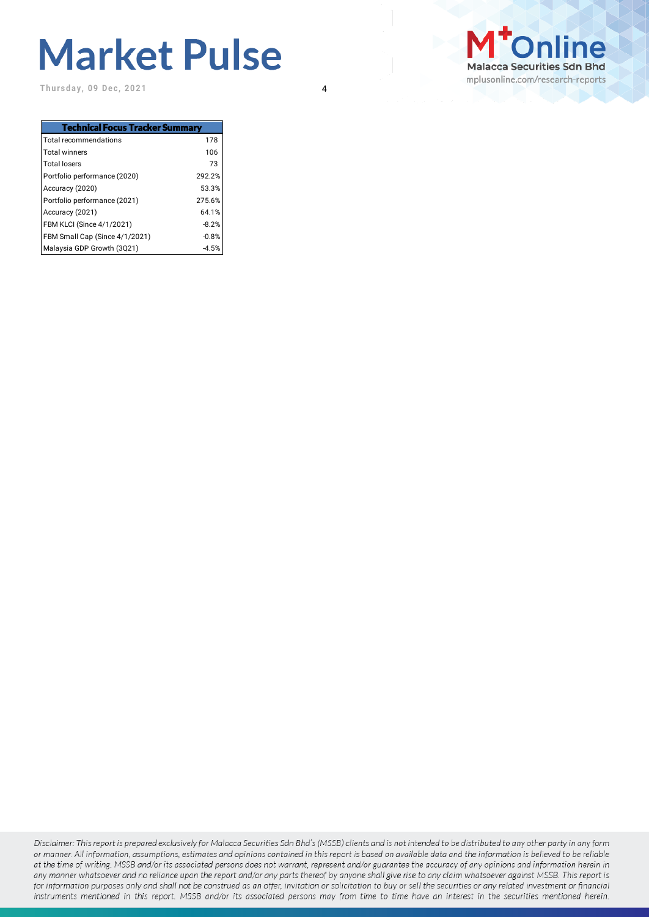| Technical Focus Tracker Summary | |
|---|---|
| Total recommendations | 178 |
| Total winners | 106 |
| Total losers | 73 |
| Portfolio performance (2020) | 292.2% |
| Accuracy (2020) | 53.3% |
| Portfolio performance (2021) | 275.6% |
| Accuracy (2021) | 64.1% |
| FBM KLCI (Since 4/1/2021) | -8.2% |
| FBM Small Cap (Since 4/1/2021) | -0.8% |
| Malaysia GDP Growth (3Q21) | -4.5% |

*Disclaimer: This report is prepared exclusively for Malacca Securities Sdn Bhd's (MSSB) clients and is not intended to be distributed to any other party in any form or manner. All information, assumptions, estimates and opinions contained in this report is based on available data and the information is believed to be reliable at the time of writing. MSSB and/or its associated persons does not warrant, represent and/or guarantee the accuracy of any opinions and information herein in any manner whatsoever and no reliance upon the report and/or any parts thereof by anyone shall give rise to any claim whatsoever against MSSB. This report is for information purposes only and shall not be construed as an offer, invitation or solicitation to buy or sell the securities or any related investment or financial instruments mentioned in this report. MSSB and/or its associated persons may from time to time have an interest in the securities mentioned herein.*